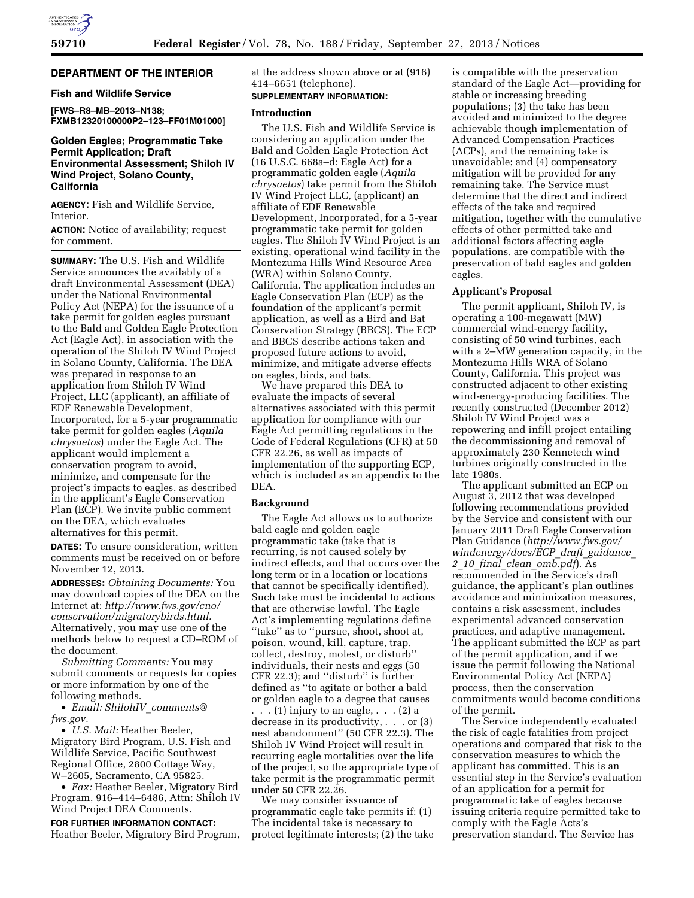## DEPARTMENT OF THE INTERIOR

### Fish and Wildlife Service

**[FWS–R8–MB–2013–N138; FXMB12320100000P2–123–FF01M01000]**

### Golden Eagles; Programmatic Take Permit Application; Draft Environmental Assessment; Shiloh IV Wind Project, Solano County, California

**AGENCY:** Fish and Wildlife Service, Interior.

**ACTION:** Notice of availability; request for comment.

**SUMMARY:** The U.S. Fish and Wildlife Service announces the availably of a draft Environmental Assessment (DEA) under the National Environmental Policy Act (NEPA) for the issuance of a take permit for golden eagles pursuant to the Bald and Golden Eagle Protection Act (Eagle Act), in association with the operation of the Shiloh IV Wind Project in Solano County, California. The DEA was prepared in response to an application from Shiloh IV Wind Project, LLC (applicant), an affiliate of EDF Renewable Development, Incorporated, for a 5-year programmatic take permit for golden eagles (*Aquila chrysaetos*) under the Eagle Act. The applicant would implement a conservation program to avoid, minimize, and compensate for the project's impacts to eagles, as described in the applicant's Eagle Conservation Plan (ECP). We invite public comment on the DEA, which evaluates alternatives for this permit.

**DATES:** To ensure consideration, written comments must be received on or before November 12, 2013.

**ADDRESSES:** *Obtaining Documents:* You may download copies of the DEA on the Internet at: *http://www.fws.gov/cno/conservation/migratorybirds.html.* Alternatively, you may use one of the methods below to request a CD–ROM of the document.

*Submitting Comments:* You may submit comments or requests for copies or more information by one of the following methods.

- *Email: ShilohIV_comments@fws.gov.*
- *U.S. Mail:* Heather Beeler, Migratory Bird Program, U.S. Fish and Wildlife Service, Pacific Southwest Regional Office, 2800 Cottage Way, W–2605, Sacramento, CA 95825.
- *Fax:* Heather Beeler, Migratory Bird Program, 916–414–6486, Attn: Shiloh IV Wind Project DEA Comments.

**FOR FURTHER INFORMATION CONTACT:** Heather Beeler, Migratory Bird Program, at the address shown above or at (916) 414–6651 (telephone).

**SUPPLEMENTARY INFORMATION:**

#### Introduction

The U.S. Fish and Wildlife Service is considering an application under the Bald and Golden Eagle Protection Act (16 U.S.C. 668a–d; Eagle Act) for a programmatic golden eagle (*Aquila chrysaetos*) take permit from the Shiloh IV Wind Project LLC, (applicant) an affiliate of EDF Renewable Development, Incorporated, for a 5-year programmatic take permit for golden eagles. The Shiloh IV Wind Project is an existing, operational wind facility in the Montezuma Hills Wind Resource Area (WRA) within Solano County, California. The application includes an Eagle Conservation Plan (ECP) as the foundation of the applicant's permit application, as well as a Bird and Bat Conservation Strategy (BBCS). The ECP and BBCS describe actions taken and proposed future actions to avoid, minimize, and mitigate adverse effects on eagles, birds, and bats.

We have prepared this DEA to evaluate the impacts of several alternatives associated with this permit application for compliance with our Eagle Act permitting regulations in the Code of Federal Regulations (CFR) at 50 CFR 22.26, as well as impacts of implementation of the supporting ECP, which is included as an appendix to the DEA.

#### Background

The Eagle Act allows us to authorize bald eagle and golden eagle programmatic take (take that is recurring, is not caused solely by indirect effects, and that occurs over the long term or in a location or locations that cannot be specifically identified). Such take must be incidental to actions that are otherwise lawful. The Eagle Act's implementing regulations define ''take'' as to ''pursue, shoot, shoot at, poison, wound, kill, capture, trap, collect, destroy, molest, or disturb'' individuals, their nests and eggs (50 CFR 22.3); and ''disturb'' is further defined as ''to agitate or bother a bald or golden eagle to a degree that causes . . . (1) injury to an eagle, . . . (2) a decrease in its productivity, . . . or (3) nest abandonment'' (50 CFR 22.3). The Shiloh IV Wind Project will result in recurring eagle mortalities over the life of the project, so the appropriate type of take permit is the programmatic permit under 50 CFR 22.26.

We may consider issuance of programmatic eagle take permits if: (1) The incidental take is necessary to protect legitimate interests; (2) the take is compatible with the preservation standard of the Eagle Act—providing for stable or increasing breeding populations; (3) the take has been avoided and minimized to the degree achievable though implementation of Advanced Compensation Practices (ACPs), and the remaining take is unavoidable; and (4) compensatory mitigation will be provided for any remaining take. The Service must determine that the direct and indirect effects of the take and required mitigation, together with the cumulative effects of other permitted take and additional factors affecting eagle populations, are compatible with the preservation of bald eagles and golden eagles.

#### Applicant's Proposal

The permit applicant, Shiloh IV, is operating a 100-megawatt (MW) commercial wind-energy facility, consisting of 50 wind turbines, each with a 2–MW generation capacity, in the Montezuma Hills WRA of Solano County, California. This project was constructed adjacent to other existing wind-energy-producing facilities. The recently constructed (December 2012) Shiloh IV Wind Project was a repowering and infill project entailing the decommissioning and removal of approximately 230 Kennetech wind turbines originally constructed in the late 1980s.

The applicant submitted an ECP on August 3, 2012 that was developed following recommendations provided by the Service and consistent with our January 2011 Draft Eagle Conservation Plan Guidance (*http://www.fws.gov/windenergy/docs/ECP_draft_guidance_2_10_final_clean_omb.pdf*). As recommended in the Service's draft guidance, the applicant's plan outlines avoidance and minimization measures, contains a risk assessment, includes experimental advanced conservation practices, and adaptive management. The applicant submitted the ECP as part of the permit application, and if we issue the permit following the National Environmental Policy Act (NEPA) process, then the conservation commitments would become conditions of the permit.

The Service independently evaluated the risk of eagle fatalities from project operations and compared that risk to the conservation measures to which the applicant has committed. This is an essential step in the Service's evaluation of an application for a permit for programmatic take of eagles because issuing criteria require permitted take to comply with the Eagle Acts's preservation standard. The Service has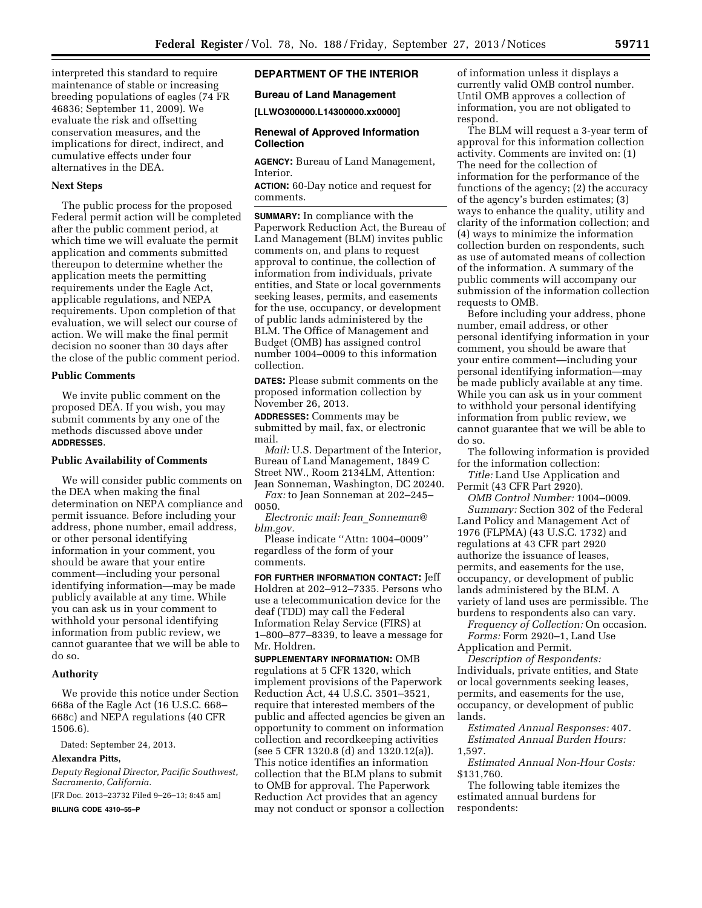interpreted this standard to require maintenance of stable or increasing breeding populations of eagles (74 FR 46836; September 11, 2009). We evaluate the risk and offsetting conservation measures, and the implications for direct, indirect, and cumulative effects under four alternatives in the DEA.

### Next Steps

The public process for the proposed Federal permit action will be completed after the public comment period, at which time we will evaluate the permit application and comments submitted thereupon to determine whether the application meets the permitting requirements under the Eagle Act, applicable regulations, and NEPA requirements. Upon completion of that evaluation, we will select our course of action. We will make the final permit decision no sooner than 30 days after the close of the public comment period.

### Public Comments

We invite public comment on the proposed DEA. If you wish, you may submit comments by any one of the methods discussed above under **ADDRESSES**.

### Public Availability of Comments

We will consider public comments on the DEA when making the final determination on NEPA compliance and permit issuance. Before including your address, phone number, email address, or other personal identifying information in your comment, you should be aware that your entire comment—including your personal identifying information—may be made publicly available at any time. While you can ask us in your comment to withhold your personal identifying information from public review, we cannot guarantee that we will be able to do so.

### Authority

We provide this notice under Section 668a of the Eagle Act (16 U.S.C. 668–668c) and NEPA regulations (40 CFR 1506.6).

Dated: September 24, 2013.

**Alexandra Pitts,**

*Deputy Regional Director, Pacific Southwest, Sacramento, California.*

[FR Doc. 2013–23732 Filed 9–26–13; 8:45 am]

**BILLING CODE 4310–55–P**

## DEPARTMENT OF THE INTERIOR

### Bureau of Land Management

**[LLWO300000.L14300000.xx0000]**

### Renewal of Approved Information Collection

**AGENCY:** Bureau of Land Management, Interior.

**ACTION:** 60-Day notice and request for comments.

**SUMMARY:** In compliance with the Paperwork Reduction Act, the Bureau of Land Management (BLM) invites public comments on, and plans to request approval to continue, the collection of information from individuals, private entities, and State or local governments seeking leases, permits, and easements for the use, occupancy, or development of public lands administered by the BLM. The Office of Management and Budget (OMB) has assigned control number 1004–0009 to this information collection.

**DATES:** Please submit comments on the proposed information collection by November 26, 2013.

**ADDRESSES:** Comments may be submitted by mail, fax, or electronic mail.

*Mail:* U.S. Department of the Interior, Bureau of Land Management, 1849 C Street NW., Room 2134LM, Attention: Jean Sonneman, Washington, DC 20240.

*Fax:* to Jean Sonneman at 202–245–0050.

*Electronic mail: Jean_Sonneman@blm.gov.*

Please indicate ''Attn: 1004–0009'' regardless of the form of your comments.

**FOR FURTHER INFORMATION CONTACT:** Jeff Holdren at 202–912–7335. Persons who use a telecommunication device for the deaf (TDD) may call the Federal Information Relay Service (FIRS) at 1–800–877–8339, to leave a message for Mr. Holdren.

**SUPPLEMENTARY INFORMATION:** OMB regulations at 5 CFR 1320, which implement provisions of the Paperwork Reduction Act, 44 U.S.C. 3501–3521, require that interested members of the public and affected agencies be given an opportunity to comment on information collection and recordkeeping activities (see 5 CFR 1320.8 (d) and 1320.12(a)). This notice identifies an information collection that the BLM plans to submit to OMB for approval. The Paperwork Reduction Act provides that an agency may not conduct or sponsor a collection of information unless it displays a currently valid OMB control number. Until OMB approves a collection of information, you are not obligated to respond.

The BLM will request a 3-year term of approval for this information collection activity. Comments are invited on: (1) The need for the collection of information for the performance of the functions of the agency; (2) the accuracy of the agency's burden estimates; (3) ways to enhance the quality, utility and clarity of the information collection; and (4) ways to minimize the information collection burden on respondents, such as use of automated means of collection of the information. A summary of the public comments will accompany our submission of the information collection requests to OMB.

Before including your address, phone number, email address, or other personal identifying information in your comment, you should be aware that your entire comment—including your personal identifying information—may be made publicly available at any time. While you can ask us in your comment to withhold your personal identifying information from public review, we cannot guarantee that we will be able to do so.

The following information is provided for the information collection:

*Title:* Land Use Application and Permit (43 CFR Part 2920).

*OMB Control Number:* 1004–0009.

*Summary:* Section 302 of the Federal Land Policy and Management Act of 1976 (FLPMA) (43 U.S.C. 1732) and regulations at 43 CFR part 2920 authorize the issuance of leases, permits, and easements for the use, occupancy, or development of public lands administered by the BLM. A variety of land uses are permissible. The burdens to respondents also can vary.

*Frequency of Collection:* On occasion.

*Forms:* Form 2920–1, Land Use Application and Permit.

*Description of Respondents:* Individuals, private entities, and State or local governments seeking leases, permits, and easements for the use, occupancy, or development of public lands.

*Estimated Annual Responses:* 407.

*Estimated Annual Burden Hours:* 1,597.

*Estimated Annual Non-Hour Costs:* $131,760.

The following table itemizes the estimated annual burdens for respondents: